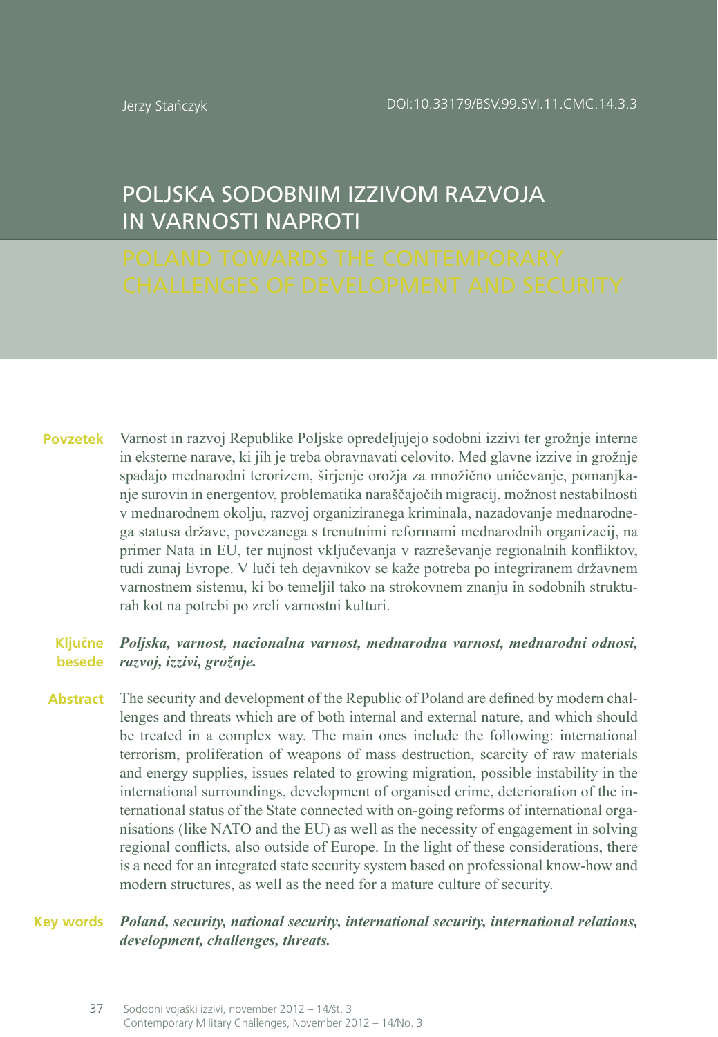Jerzy Stańczyk

DOI:10.33179/BSV.99.SVI.11.CMC.14.3.3

# POLJSKA SODOBNIM IZZIVOM RAZVOJA IN VARNOSTI NAPROTI

# POLAND TOWARDS THE CONTEMPORARY CHALLENGES OF DEVELOPMENT AND SECURITY

**Povzetek** Varnost in razvoj Republike Poljske opredeljujejo sodobni izzivi ter grožnje interne in eksterne narave, ki jih je treba obravnavati celovito. Med glavne izzive in grožnje spadajo mednarodni terorizem, širjenje orožja za množično uničevanje, pomanjkanje surovin in energentov, problematika naraščajočih migracij, možnost nestabilnosti v mednarodnem okolju, razvoj organiziranega kriminala, nazadovanje mednarodnega statusa države, povezanega s trenutnimi reformami mednarodnih organizacij, na primer Nata in EU, ter nujnost vključevanja v razreševanje regionalnih konfliktov, tudi zunaj Evrope. V luči teh dejavnikov se kaže potreba po integriranem državnem varnostnem sistemu, ki bo temeljil tako na strokovnem znanju in sodobnih strukturah kot na potrebi po zreli varnostni kulturi.

**Ključne besede** ***Poljska, varnost, nacionalna varnost, mednarodna varnost, mednarodni odnosi, razvoj, izzivi, grožnje.***

**Abstract** The security and development of the Republic of Poland are defined by modern challenges and threats which are of both internal and external nature, and which should be treated in a complex way. The main ones include the following: international terrorism, proliferation of weapons of mass destruction, scarcity of raw materials and energy supplies, issues related to growing migration, possible instability in the international surroundings, development of organised crime, deterioration of the international status of the State connected with on-going reforms of international organisations (like NATO and the EU) as well as the necessity of engagement in solving regional conflicts, also outside of Europe. In the light of these considerations, there is a need for an integrated state security system based on professional know-how and modern structures, as well as the need for a mature culture of security.

**Key words** ***Poland, security, national security, international security, international relations, development, challenges, threats.***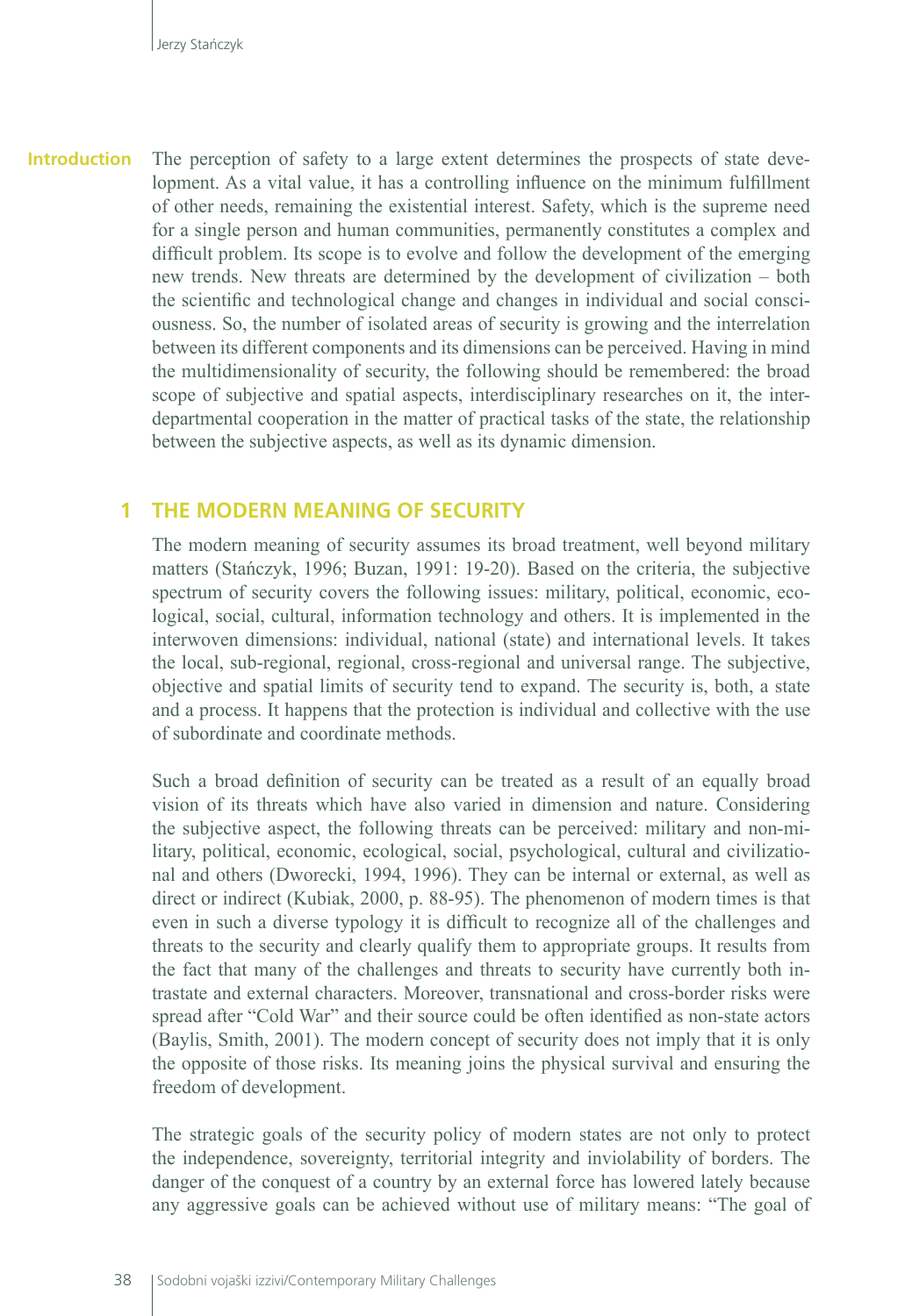## Introduction

The perception of safety to a large extent determines the prospects of state development. As a vital value, it has a controlling influence on the minimum fulfillment of other needs, remaining the existential interest. Safety, which is the supreme need for a single person and human communities, permanently constitutes a complex and difficult problem. Its scope is to evolve and follow the development of the emerging new trends. New threats are determined by the development of civilization – both the scientific and technological change and changes in individual and social consciousness. So, the number of isolated areas of security is growing and the interrelation between its different components and its dimensions can be perceived. Having in mind the multidimensionality of security, the following should be remembered: the broad scope of subjective and spatial aspects, interdisciplinary researches on it, the interdepartmental cooperation in the matter of practical tasks of the state, the relationship between the subjective aspects, as well as its dynamic dimension.

## 1 THE MODERN MEANING OF SECURITY

The modern meaning of security assumes its broad treatment, well beyond military matters (Stańczyk, 1996; Buzan, 1991: 19-20). Based on the criteria, the subjective spectrum of security covers the following issues: military, political, economic, ecological, social, cultural, information technology and others. It is implemented in the interwoven dimensions: individual, national (state) and international levels. It takes the local, sub-regional, regional, cross-regional and universal range. The subjective, objective and spatial limits of security tend to expand. The security is, both, a state and a process. It happens that the protection is individual and collective with the use of subordinate and coordinate methods.

Such a broad definition of security can be treated as a result of an equally broad vision of its threats which have also varied in dimension and nature. Considering the subjective aspect, the following threats can be perceived: military and non-military, political, economic, ecological, social, psychological, cultural and civilizational and others (Dworecki, 1994, 1996). They can be internal or external, as well as direct or indirect (Kubiak, 2000, p. 88-95). The phenomenon of modern times is that even in such a diverse typology it is difficult to recognize all of the challenges and threats to the security and clearly qualify them to appropriate groups. It results from the fact that many of the challenges and threats to security have currently both intrastate and external characters. Moreover, transnational and cross-border risks were spread after "Cold War" and their source could be often identified as non-state actors (Baylis, Smith, 2001). The modern concept of security does not imply that it is only the opposite of those risks. Its meaning joins the physical survival and ensuring the freedom of development.

The strategic goals of the security policy of modern states are not only to protect the independence, sovereignty, territorial integrity and inviolability of borders. The danger of the conquest of a country by an external force has lowered lately because any aggressive goals can be achieved without use of military means: "The goal of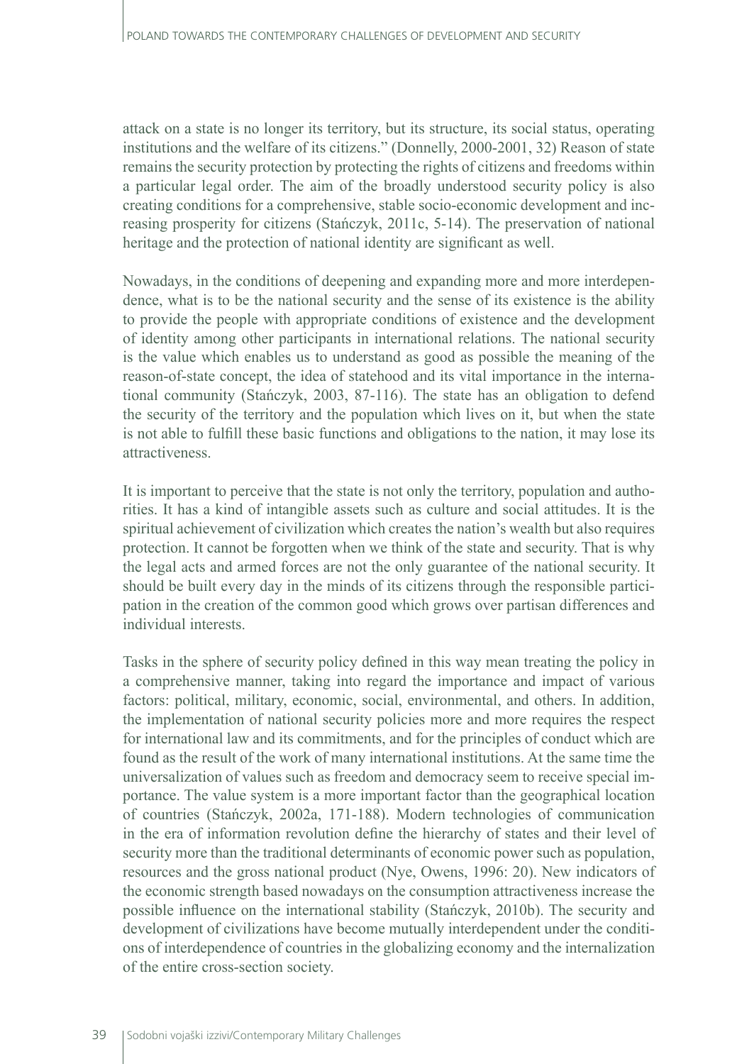attack on a state is no longer its territory, but its structure, its social status, operating institutions and the welfare of its citizens." (Donnelly, 2000-2001, 32) Reason of state remains the security protection by protecting the rights of citizens and freedoms within a particular legal order. The aim of the broadly understood security policy is also creating conditions for a comprehensive, stable socio-economic development and increasing prosperity for citizens (Stańczyk, 2011c, 5-14). The preservation of national heritage and the protection of national identity are significant as well.

Nowadays, in the conditions of deepening and expanding more and more interdependence, what is to be the national security and the sense of its existence is the ability to provide the people with appropriate conditions of existence and the development of identity among other participants in international relations. The national security is the value which enables us to understand as good as possible the meaning of the reason-of-state concept, the idea of statehood and its vital importance in the international community (Stańczyk, 2003, 87-116). The state has an obligation to defend the security of the territory and the population which lives on it, but when the state is not able to fulfill these basic functions and obligations to the nation, it may lose its attractiveness.

It is important to perceive that the state is not only the territory, population and authorities. It has a kind of intangible assets such as culture and social attitudes. It is the spiritual achievement of civilization which creates the nation's wealth but also requires protection. It cannot be forgotten when we think of the state and security. That is why the legal acts and armed forces are not the only guarantee of the national security. It should be built every day in the minds of its citizens through the responsible participation in the creation of the common good which grows over partisan differences and individual interests.

Tasks in the sphere of security policy defined in this way mean treating the policy in a comprehensive manner, taking into regard the importance and impact of various factors: political, military, economic, social, environmental, and others. In addition, the implementation of national security policies more and more requires the respect for international law and its commitments, and for the principles of conduct which are found as the result of the work of many international institutions. At the same time the universalization of values such as freedom and democracy seem to receive special importance. The value system is a more important factor than the geographical location of countries (Stańczyk, 2002a, 171-188). Modern technologies of communication in the era of information revolution define the hierarchy of states and their level of security more than the traditional determinants of economic power such as population, resources and the gross national product (Nye, Owens, 1996: 20). New indicators of the economic strength based nowadays on the consumption attractiveness increase the possible influence on the international stability (Stańczyk, 2010b). The security and development of civilizations have become mutually interdependent under the conditions of interdependence of countries in the globalizing economy and the internalization of the entire cross-section society.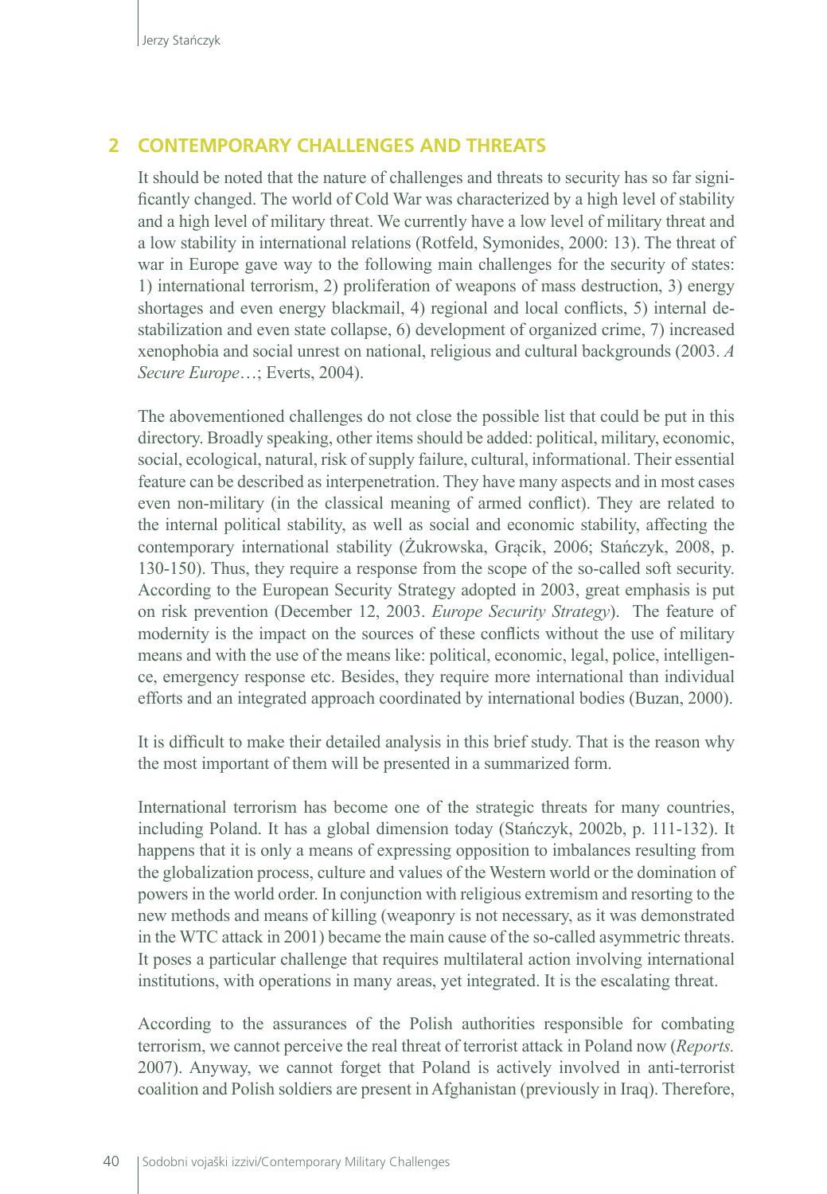## 2 CONTEMPORARY CHALLENGES AND THREATS

It should be noted that the nature of challenges and threats to security has so far significantly changed. The world of Cold War was characterized by a high level of stability and a high level of military threat. We currently have a low level of military threat and a low stability in international relations (Rotfeld, Symonides, 2000: 13). The threat of war in Europe gave way to the following main challenges for the security of states: 1) international terrorism, 2) proliferation of weapons of mass destruction, 3) energy shortages and even energy blackmail, 4) regional and local conflicts, 5) internal destabilization and even state collapse, 6) development of organized crime, 7) increased xenophobia and social unrest on national, religious and cultural backgrounds (2003. *A Secure Europe*…; Everts, 2004).

The abovementioned challenges do not close the possible list that could be put in this directory. Broadly speaking, other items should be added: political, military, economic, social, ecological, natural, risk of supply failure, cultural, informational. Their essential feature can be described as interpenetration. They have many aspects and in most cases even non-military (in the classical meaning of armed conflict). They are related to the internal political stability, as well as social and economic stability, affecting the contemporary international stability (Żukrowska, Grącik, 2006; Stańczyk, 2008, p. 130-150). Thus, they require a response from the scope of the so-called soft security. According to the European Security Strategy adopted in 2003, great emphasis is put on risk prevention (December 12, 2003. *Europe Security Strategy*). The feature of modernity is the impact on the sources of these conflicts without the use of military means and with the use of the means like: political, economic, legal, police, intelligence, emergency response etc. Besides, they require more international than individual efforts and an integrated approach coordinated by international bodies (Buzan, 2000).

It is difficult to make their detailed analysis in this brief study. That is the reason why the most important of them will be presented in a summarized form.

International terrorism has become one of the strategic threats for many countries, including Poland. It has a global dimension today (Stańczyk, 2002b, p. 111-132). It happens that it is only a means of expressing opposition to imbalances resulting from the globalization process, culture and values of the Western world or the domination of powers in the world order. In conjunction with religious extremism and resorting to the new methods and means of killing (weaponry is not necessary, as it was demonstrated in the WTC attack in 2001) became the main cause of the so-called asymmetric threats. It poses a particular challenge that requires multilateral action involving international institutions, with operations in many areas, yet integrated. It is the escalating threat.

According to the assurances of the Polish authorities responsible for combating terrorism, we cannot perceive the real threat of terrorist attack in Poland now (*Reports.* 2007). Anyway, we cannot forget that Poland is actively involved in anti-terrorist coalition and Polish soldiers are present in Afghanistan (previously in Iraq). Therefore,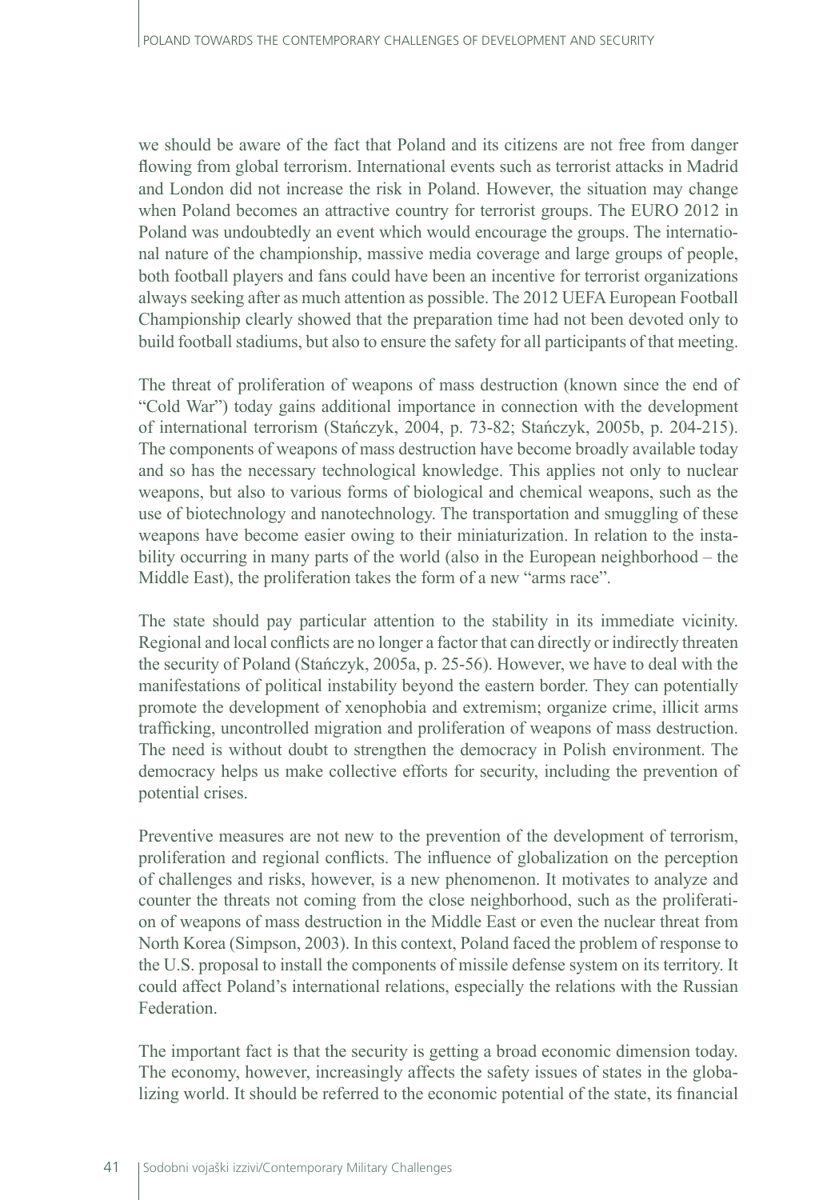we should be aware of the fact that Poland and its citizens are not free from danger flowing from global terrorism. International events such as terrorist attacks in Madrid and London did not increase the risk in Poland. However, the situation may change when Poland becomes an attractive country for terrorist groups. The EURO 2012 in Poland was undoubtedly an event which would encourage the groups. The international nature of the championship, massive media coverage and large groups of people, both football players and fans could have been an incentive for terrorist organizations always seeking after as much attention as possible. The 2012 UEFA European Football Championship clearly showed that the preparation time had not been devoted only to build football stadiums, but also to ensure the safety for all participants of that meeting.

The threat of proliferation of weapons of mass destruction (known since the end of "Cold War") today gains additional importance in connection with the development of international terrorism (Stańczyk, 2004, p. 73-82; Stańczyk, 2005b, p. 204-215). The components of weapons of mass destruction have become broadly available today and so has the necessary technological knowledge. This applies not only to nuclear weapons, but also to various forms of biological and chemical weapons, such as the use of biotechnology and nanotechnology. The transportation and smuggling of these weapons have become easier owing to their miniaturization. In relation to the instability occurring in many parts of the world (also in the European neighborhood – the Middle East), the proliferation takes the form of a new "arms race".

The state should pay particular attention to the stability in its immediate vicinity. Regional and local conflicts are no longer a factor that can directly or indirectly threaten the security of Poland (Stańczyk, 2005a, p. 25-56). However, we have to deal with the manifestations of political instability beyond the eastern border. They can potentially promote the development of xenophobia and extremism; organize crime, illicit arms trafficking, uncontrolled migration and proliferation of weapons of mass destruction. The need is without doubt to strengthen the democracy in Polish environment. The democracy helps us make collective efforts for security, including the prevention of potential crises.

Preventive measures are not new to the prevention of the development of terrorism, proliferation and regional conflicts. The influence of globalization on the perception of challenges and risks, however, is a new phenomenon. It motivates to analyze and counter the threats not coming from the close neighborhood, such as the proliferation of weapons of mass destruction in the Middle East or even the nuclear threat from North Korea (Simpson, 2003). In this context, Poland faced the problem of response to the U.S. proposal to install the components of missile defense system on its territory. It could affect Poland's international relations, especially the relations with the Russian Federation.

The important fact is that the security is getting a broad economic dimension today. The economy, however, increasingly affects the safety issues of states in the globalizing world. It should be referred to the economic potential of the state, its financial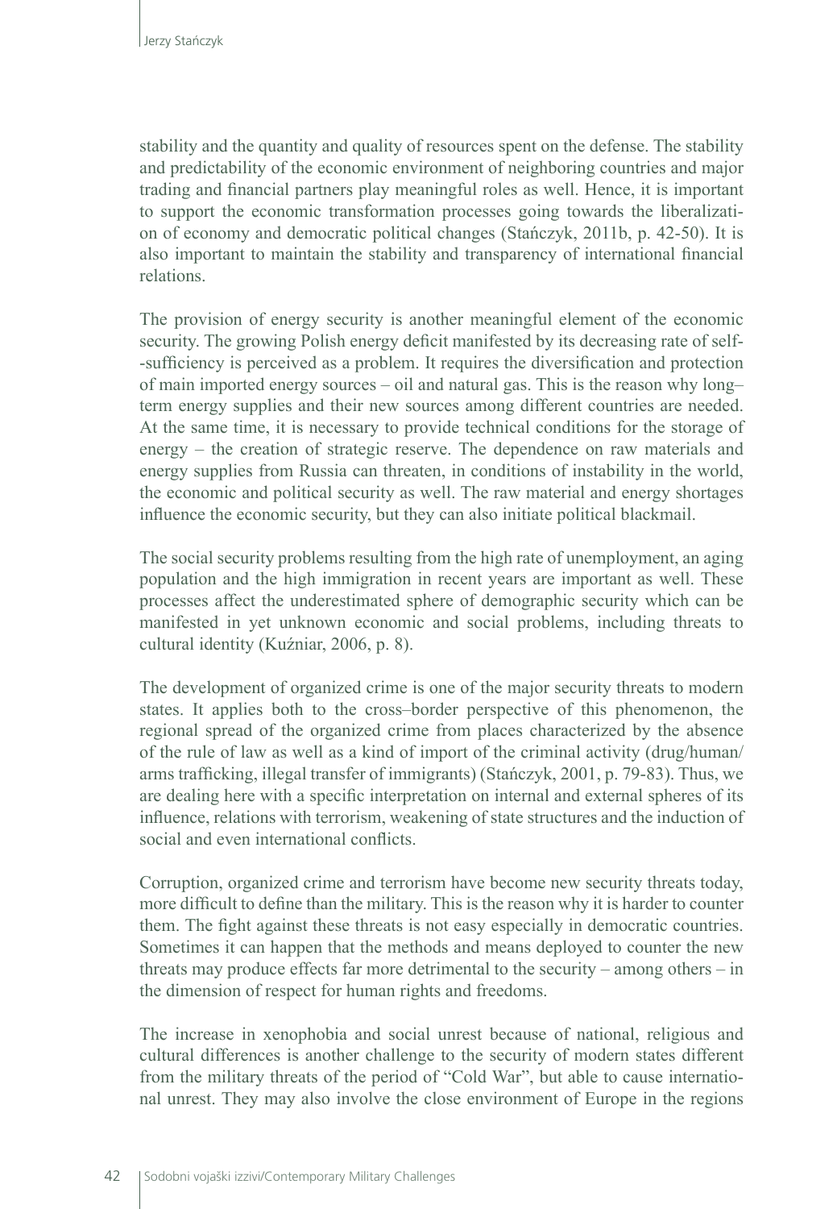stability and the quantity and quality of resources spent on the defense. The stability and predictability of the economic environment of neighboring countries and major trading and financial partners play meaningful roles as well. Hence, it is important to support the economic transformation processes going towards the liberalization of economy and democratic political changes (Stańczyk, 2011b, p. 42-50). It is also important to maintain the stability and transparency of international financial relations.

The provision of energy security is another meaningful element of the economic security. The growing Polish energy deficit manifested by its decreasing rate of self--sufficiency is perceived as a problem. It requires the diversification and protection of main imported energy sources – oil and natural gas. This is the reason why long–term energy supplies and their new sources among different countries are needed. At the same time, it is necessary to provide technical conditions for the storage of energy – the creation of strategic reserve. The dependence on raw materials and energy supplies from Russia can threaten, in conditions of instability in the world, the economic and political security as well. The raw material and energy shortages influence the economic security, but they can also initiate political blackmail.

The social security problems resulting from the high rate of unemployment, an aging population and the high immigration in recent years are important as well. These processes affect the underestimated sphere of demographic security which can be manifested in yet unknown economic and social problems, including threats to cultural identity (Kuźniar, 2006, p. 8).

The development of organized crime is one of the major security threats to modern states. It applies both to the cross–border perspective of this phenomenon, the regional spread of the organized crime from places characterized by the absence of the rule of law as well as a kind of import of the criminal activity (drug/human/arms trafficking, illegal transfer of immigrants) (Stańczyk, 2001, p. 79-83). Thus, we are dealing here with a specific interpretation on internal and external spheres of its influence, relations with terrorism, weakening of state structures and the induction of social and even international conflicts.

Corruption, organized crime and terrorism have become new security threats today, more difficult to define than the military. This is the reason why it is harder to counter them. The fight against these threats is not easy especially in democratic countries. Sometimes it can happen that the methods and means deployed to counter the new threats may produce effects far more detrimental to the security – among others – in the dimension of respect for human rights and freedoms.

The increase in xenophobia and social unrest because of national, religious and cultural differences is another challenge to the security of modern states different from the military threats of the period of "Cold War", but able to cause international unrest. They may also involve the close environment of Europe in the regions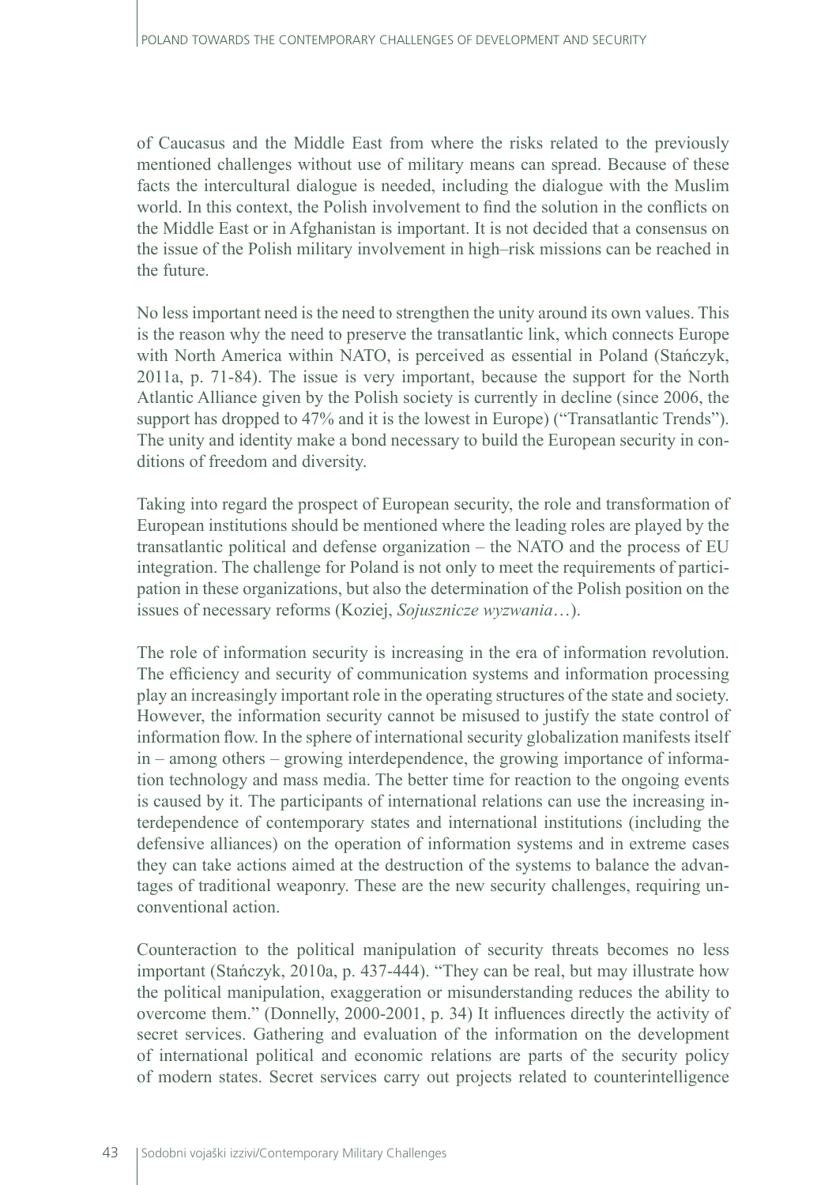of Caucasus and the Middle East from where the risks related to the previously mentioned challenges without use of military means can spread. Because of these facts the intercultural dialogue is needed, including the dialogue with the Muslim world. In this context, the Polish involvement to find the solution in the conflicts on the Middle East or in Afghanistan is important. It is not decided that a consensus on the issue of the Polish military involvement in high–risk missions can be reached in the future.

No less important need is the need to strengthen the unity around its own values. This is the reason why the need to preserve the transatlantic link, which connects Europe with North America within NATO, is perceived as essential in Poland (Stańczyk, 2011a, p. 71-84). The issue is very important, because the support for the North Atlantic Alliance given by the Polish society is currently in decline (since 2006, the support has dropped to 47% and it is the lowest in Europe) ("Transatlantic Trends"). The unity and identity make a bond necessary to build the European security in conditions of freedom and diversity.

Taking into regard the prospect of European security, the role and transformation of European institutions should be mentioned where the leading roles are played by the transatlantic political and defense organization – the NATO and the process of EU integration. The challenge for Poland is not only to meet the requirements of participation in these organizations, but also the determination of the Polish position on the issues of necessary reforms (Koziej, *Sojusznicze wyzwania*…).

The role of information security is increasing in the era of information revolution. The efficiency and security of communication systems and information processing play an increasingly important role in the operating structures of the state and society. However, the information security cannot be misused to justify the state control of information flow. In the sphere of international security globalization manifests itself in – among others – growing interdependence, the growing importance of information technology and mass media. The better time for reaction to the ongoing events is caused by it. The participants of international relations can use the increasing interdependence of contemporary states and international institutions (including the defensive alliances) on the operation of information systems and in extreme cases they can take actions aimed at the destruction of the systems to balance the advantages of traditional weaponry. These are the new security challenges, requiring unconventional action.

Counteraction to the political manipulation of security threats becomes no less important (Stańczyk, 2010a, p. 437-444). "They can be real, but may illustrate how the political manipulation, exaggeration or misunderstanding reduces the ability to overcome them." (Donnelly, 2000-2001, p. 34) It influences directly the activity of secret services. Gathering and evaluation of the information on the development of international political and economic relations are parts of the security policy of modern states. Secret services carry out projects related to counterintelligence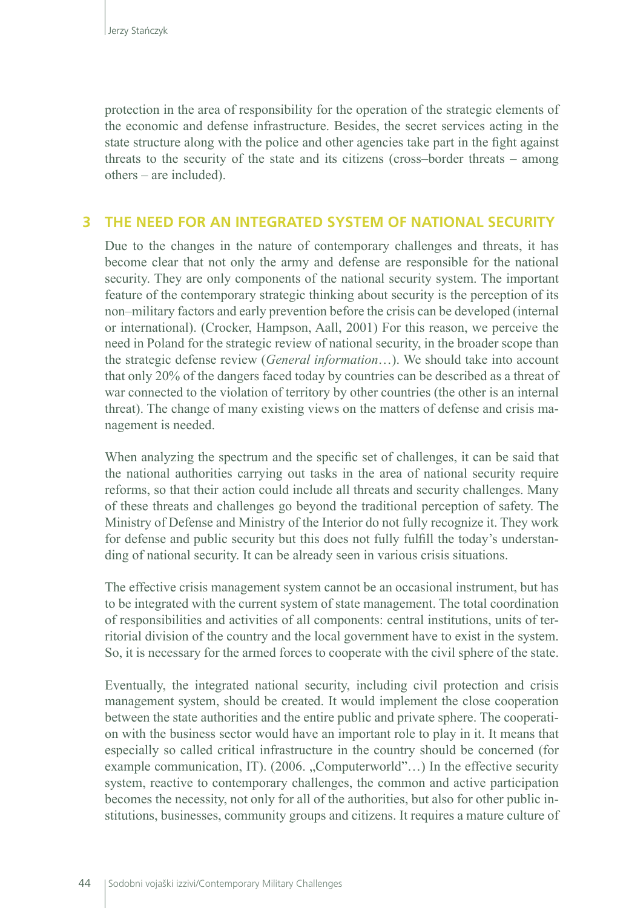protection in the area of responsibility for the operation of the strategic elements of the economic and defense infrastructure. Besides, the secret services acting in the state structure along with the police and other agencies take part in the fight against threats to the security of the state and its citizens (cross–border threats – among others – are included).

## 3 THE NEED FOR AN INTEGRATED SYSTEM OF NATIONAL SECURITY

Due to the changes in the nature of contemporary challenges and threats, it has become clear that not only the army and defense are responsible for the national security. They are only components of the national security system. The important feature of the contemporary strategic thinking about security is the perception of its non–military factors and early prevention before the crisis can be developed (internal or international). (Crocker, Hampson, Aall, 2001) For this reason, we perceive the need in Poland for the strategic review of national security, in the broader scope than the strategic defense review (*General information*…). We should take into account that only 20% of the dangers faced today by countries can be described as a threat of war connected to the violation of territory by other countries (the other is an internal threat). The change of many existing views on the matters of defense and crisis management is needed.

When analyzing the spectrum and the specific set of challenges, it can be said that the national authorities carrying out tasks in the area of national security require reforms, so that their action could include all threats and security challenges. Many of these threats and challenges go beyond the traditional perception of safety. The Ministry of Defense and Ministry of the Interior do not fully recognize it. They work for defense and public security but this does not fully fulfill the today's understanding of national security. It can be already seen in various crisis situations.

The effective crisis management system cannot be an occasional instrument, but has to be integrated with the current system of state management. The total coordination of responsibilities and activities of all components: central institutions, units of territorial division of the country and the local government have to exist in the system. So, it is necessary for the armed forces to cooperate with the civil sphere of the state.

Eventually, the integrated national security, including civil protection and crisis management system, should be created. It would implement the close cooperation between the state authorities and the entire public and private sphere. The cooperation with the business sector would have an important role to play in it. It means that especially so called critical infrastructure in the country should be concerned (for example communication, IT). (2006. „Computerworld"…) In the effective security system, reactive to contemporary challenges, the common and active participation becomes the necessity, not only for all of the authorities, but also for other public institutions, businesses, community groups and citizens. It requires a mature culture of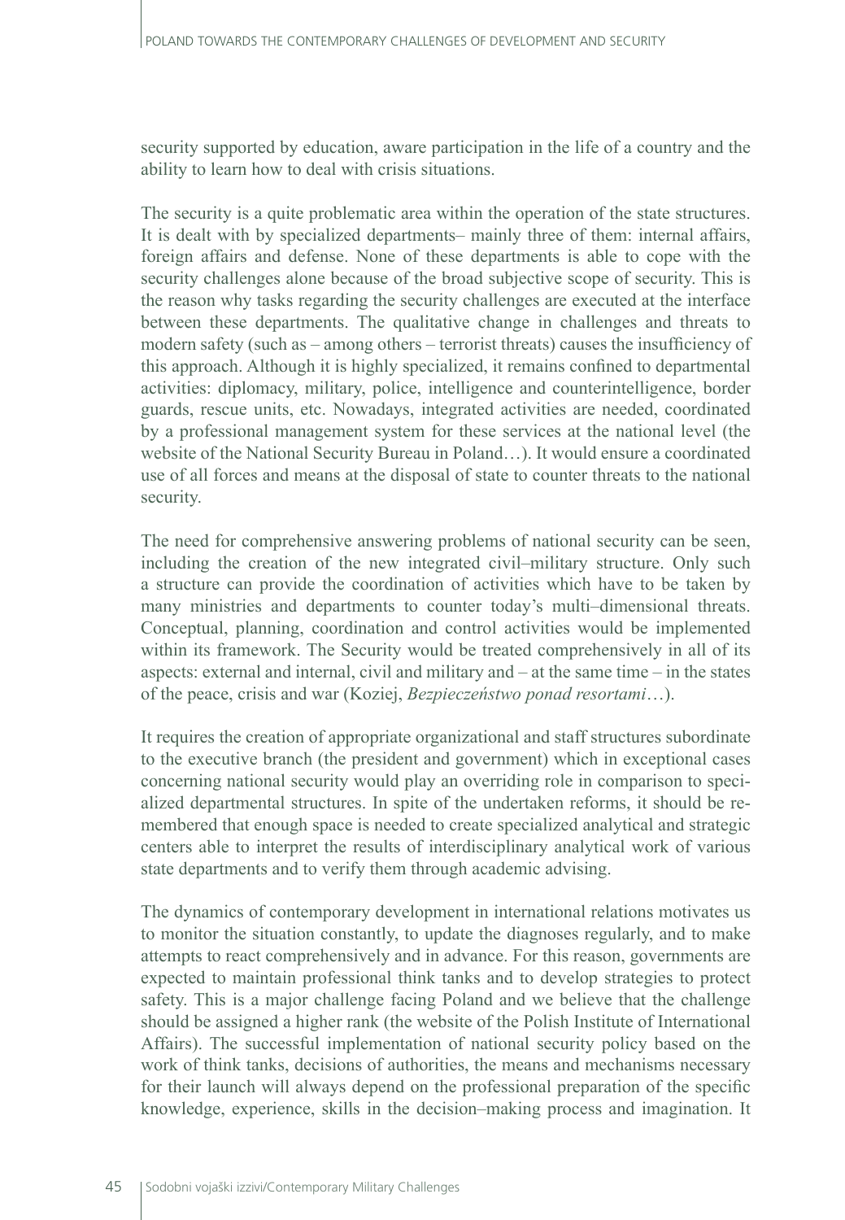security supported by education, aware participation in the life of a country and the ability to learn how to deal with crisis situations.

The security is a quite problematic area within the operation of the state structures. It is dealt with by specialized departments– mainly three of them: internal affairs, foreign affairs and defense. None of these departments is able to cope with the security challenges alone because of the broad subjective scope of security. This is the reason why tasks regarding the security challenges are executed at the interface between these departments. The qualitative change in challenges and threats to modern safety (such as – among others – terrorist threats) causes the insufficiency of this approach. Although it is highly specialized, it remains confined to departmental activities: diplomacy, military, police, intelligence and counterintelligence, border guards, rescue units, etc. Nowadays, integrated activities are needed, coordinated by a professional management system for these services at the national level (the website of the National Security Bureau in Poland…). It would ensure a coordinated use of all forces and means at the disposal of state to counter threats to the national security.

The need for comprehensive answering problems of national security can be seen, including the creation of the new integrated civil–military structure. Only such a structure can provide the coordination of activities which have to be taken by many ministries and departments to counter today's multi–dimensional threats. Conceptual, planning, coordination and control activities would be implemented within its framework. The Security would be treated comprehensively in all of its aspects: external and internal, civil and military and – at the same time – in the states of the peace, crisis and war (Koziej, *Bezpieczeństwo ponad resortami*…).

It requires the creation of appropriate organizational and staff structures subordinate to the executive branch (the president and government) which in exceptional cases concerning national security would play an overriding role in comparison to specialized departmental structures. In spite of the undertaken reforms, it should be remembered that enough space is needed to create specialized analytical and strategic centers able to interpret the results of interdisciplinary analytical work of various state departments and to verify them through academic advising.

The dynamics of contemporary development in international relations motivates us to monitor the situation constantly, to update the diagnoses regularly, and to make attempts to react comprehensively and in advance. For this reason, governments are expected to maintain professional think tanks and to develop strategies to protect safety. This is a major challenge facing Poland and we believe that the challenge should be assigned a higher rank (the website of the Polish Institute of International Affairs). The successful implementation of national security policy based on the work of think tanks, decisions of authorities, the means and mechanisms necessary for their launch will always depend on the professional preparation of the specific knowledge, experience, skills in the decision–making process and imagination. It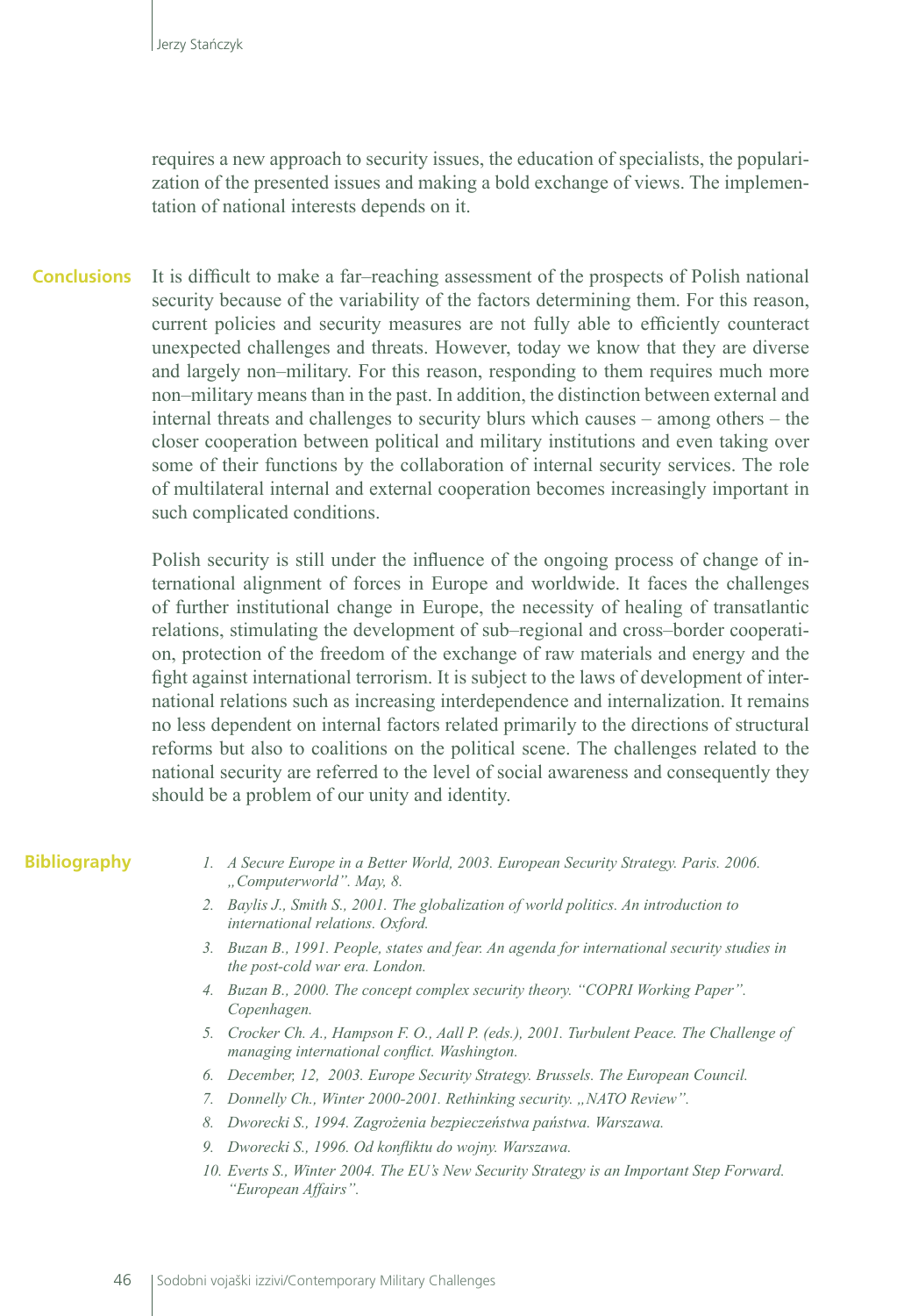requires a new approach to security issues, the education of specialists, the popularization of the presented issues and making a bold exchange of views. The implementation of national interests depends on it.

## Conclusions

It is difficult to make a far–reaching assessment of the prospects of Polish national security because of the variability of the factors determining them. For this reason, current policies and security measures are not fully able to efficiently counteract unexpected challenges and threats. However, today we know that they are diverse and largely non–military. For this reason, responding to them requires much more non–military means than in the past. In addition, the distinction between external and internal threats and challenges to security blurs which causes – among others – the closer cooperation between political and military institutions and even taking over some of their functions by the collaboration of internal security services. The role of multilateral internal and external cooperation becomes increasingly important in such complicated conditions.

Polish security is still under the influence of the ongoing process of change of international alignment of forces in Europe and worldwide. It faces the challenges of further institutional change in Europe, the necessity of healing of transatlantic relations, stimulating the development of sub–regional and cross–border cooperation, protection of the freedom of the exchange of raw materials and energy and the fight against international terrorism. It is subject to the laws of development of international relations such as increasing interdependence and internalization. It remains no less dependent on internal factors related primarily to the directions of structural reforms but also to coalitions on the political scene. The challenges related to the national security are referred to the level of social awareness and consequently they should be a problem of our unity and identity.

## Bibliography

1. *A Secure Europe in a Better World, 2003. European Security Strategy. Paris. 2006. „Computerworld". May, 8.*
2. *Baylis J., Smith S., 2001. The globalization of world politics. An introduction to international relations. Oxford.*
3. *Buzan B., 1991. People, states and fear. An agenda for international security studies in the post-cold war era. London.*
4. *Buzan B., 2000. The concept complex security theory. "COPRI Working Paper". Copenhagen.*
5. *Crocker Ch. A., Hampson F. O., Aall P. (eds.), 2001. Turbulent Peace. The Challenge of managing international conflict. Washington.*
6. *December, 12, 2003. Europe Security Strategy. Brussels. The European Council.*
7. *Donnelly Ch., Winter 2000-2001. Rethinking security. „NATO Review".*
8. *Dworecki S., 1994. Zagrożenia bezpieczeństwa państwa. Warszawa.*
9. *Dworecki S., 1996. Od konfliktu do wojny. Warszawa.*
10. *Everts S., Winter 2004. The EU's New Security Strategy is an Important Step Forward. "European Affairs".*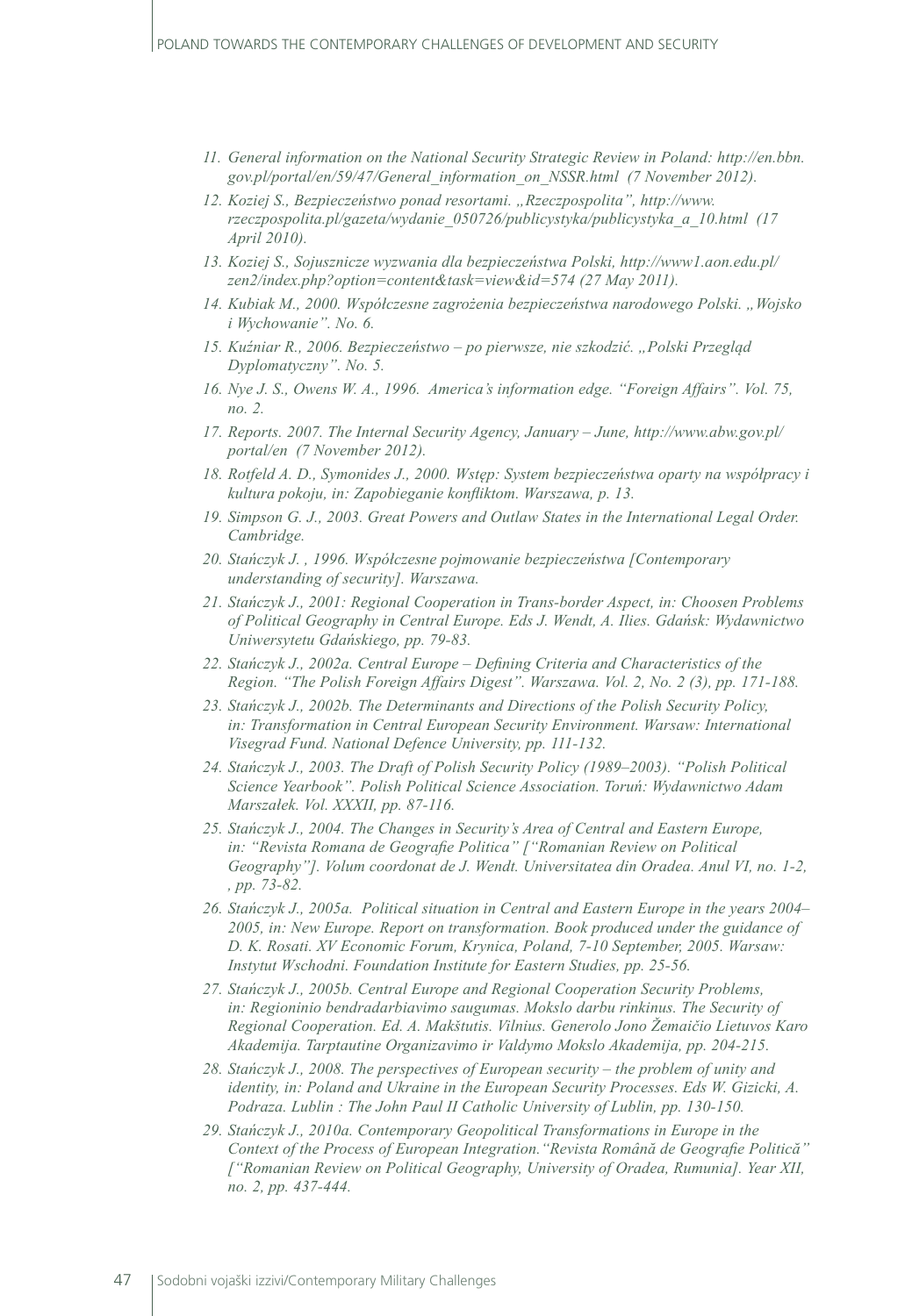11. *General information on the National Security Strategic Review in Poland: http://en.bbn.gov.pl/portal/en/59/47/General_information_on_NSSR.html (7 November 2012).*
12. *Koziej S., Bezpieczeństwo ponad resortami. „Rzeczpospolita", http://www.rzeczpospolita.pl/gazeta/wydanie_050726/publicystyka/publicystyka_a_10.html (17 April 2010).*
13. *Koziej S., Sojusznicze wyzwania dla bezpieczeństwa Polski, http://www1.aon.edu.pl/zen2/index.php?option=content&task=view&id=574 (27 May 2011).*
14. *Kubiak M., 2000. Współczesne zagrożenia bezpieczeństwa narodowego Polski. „Wojsko i Wychowanie". No. 6.*
15. *Kuźniar R., 2006. Bezpieczeństwo – po pierwsze, nie szkodzić. „Polski Przegląd Dyplomatyczny". No. 5.*
16. *Nye J. S., Owens W. A., 1996. America's information edge. "Foreign Affairs". Vol. 75, no. 2.*
17. *Reports. 2007. The Internal Security Agency, January – June, http://www.abw.gov.pl/portal/en (7 November 2012).*
18. *Rotfeld A. D., Symonides J., 2000. Wstęp: System bezpieczeństwa oparty na współpracy i kultura pokoju, in: Zapobieganie konfliktom. Warszawa, p. 13.*
19. *Simpson G. J., 2003. Great Powers and Outlaw States in the International Legal Order. Cambridge.*
20. *Stańczyk J. , 1996. Współczesne pojmowanie bezpieczeństwa [Contemporary understanding of security]. Warszawa.*
21. *Stańczyk J., 2001: Regional Cooperation in Trans-border Aspect, in: Choosen Problems of Political Geography in Central Europe. Eds J. Wendt, A. Ilies. Gdańsk: Wydawnictwo Uniwersytetu Gdańskiego, pp. 79-83.*
22. *Stańczyk J., 2002a. Central Europe – Defining Criteria and Characteristics of the Region. "The Polish Foreign Affairs Digest". Warszawa. Vol. 2, No. 2 (3), pp. 171-188.*
23. *Stańczyk J., 2002b. The Determinants and Directions of the Polish Security Policy, in: Transformation in Central European Security Environment. Warsaw: International Visegrad Fund. National Defence University, pp. 111-132.*
24. *Stańczyk J., 2003. The Draft of Polish Security Policy (1989–2003). "Polish Political Science Yearbook". Polish Political Science Association. Toruń: Wydawnictwo Adam Marszałek. Vol. XXXII, pp. 87-116.*
25. *Stańczyk J., 2004. The Changes in Security's Area of Central and Eastern Europe, in: "Revista Romana de Geografie Politica" ["Romanian Review on Political Geography"]. Volum coordonat de J. Wendt. Universitatea din Oradea. Anul VI, no. 1-2, , pp. 73-82.*
26. *Stańczyk J., 2005a. Political situation in Central and Eastern Europe in the years 2004–2005, in: New Europe. Report on transformation. Book produced under the guidance of D. K. Rosati. XV Economic Forum, Krynica, Poland, 7-10 September, 2005. Warsaw: Instytut Wschodni. Foundation Institute for Eastern Studies, pp. 25-56.*
27. *Stańczyk J., 2005b. Central Europe and Regional Cooperation Security Problems, in: Regioninio bendradarbiavimo saugumas. Mokslo darbu rinkinus. The Security of Regional Cooperation. Ed. A. Makštutis. Vilnius. Generolo Jono Žemaičio Lietuvos Karo Akademija. Tarptautine Organizavimo ir Valdymo Mokslo Akademija, pp. 204-215.*
28. *Stańczyk J., 2008. The perspectives of European security – the problem of unity and identity, in: Poland and Ukraine in the European Security Processes. Eds W. Gizicki, A. Podraza. Lublin : The John Paul II Catholic University of Lublin, pp. 130-150.*
29. *Stańczyk J., 2010a. Contemporary Geopolitical Transformations in Europe in the Context of the Process of European Integration."Revista Română de Geografie Politică" ["Romanian Review on Political Geography, University of Oradea, Rumunia]. Year XII, no. 2, pp. 437-444.*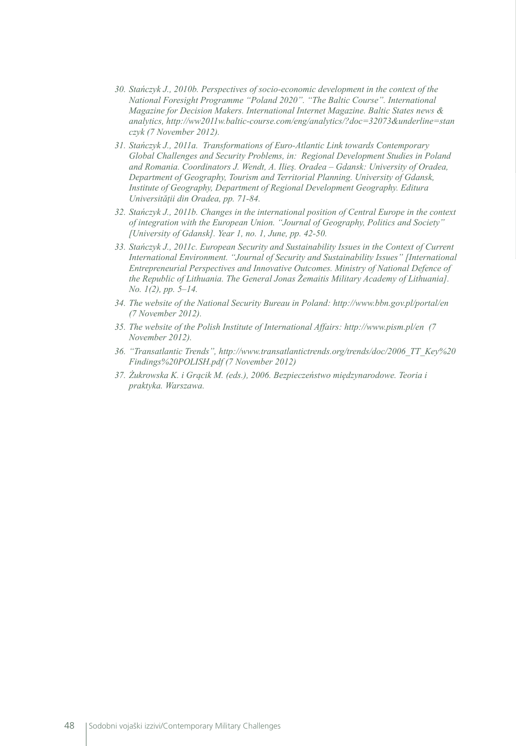30. *Stańczyk J., 2010b. Perspectives of socio-economic development in the context of the National Foresight Programme "Poland 2020". "The Baltic Course". International Magazine for Decision Makers. International Internet Magazine. Baltic States news & analytics, http://ww2011w.baltic-course.com/eng/analytics/?doc=32073&underline=stanczyk (7 November 2012).*
31. *Stańczyk J., 2011a. Transformations of Euro-Atlantic Link towards Contemporary Global Challenges and Security Problems, in: Regional Development Studies in Poland and Romania. Coordinators J. Wendt, A. Ilieş. Oradea – Gdansk: University of Oradea, Department of Geography, Tourism and Territorial Planning. University of Gdansk, Institute of Geography, Department of Regional Development Geography. Editura Universităţii din Oradea, pp. 71-84.*
32. *Stańczyk J., 2011b. Changes in the international position of Central Europe in the context of integration with the European Union. "Journal of Geography, Politics and Society" [University of Gdansk]. Year 1, no. 1, June, pp. 42-50.*
33. *Stańczyk J., 2011c. European Security and Sustainability Issues in the Context of Current International Environment. "Journal of Security and Sustainability Issues" [International Entrepreneurial Perspectives and Innovative Outcomes. Ministry of National Defence of the Republic of Lithuania. The General Jonas Žemaitis Military Academy of Lithuania]. No. 1(2), pp. 5–14.*
34. *The website of the National Security Bureau in Poland: http://www.bbn.gov.pl/portal/en (7 November 2012).*
35. *The website of the Polish Institute of International Affairs: http://www.pism.pl/en (7 November 2012).*
36. *"Transatlantic Trends", http://www.transatlantictrends.org/trends/doc/2006_TT_Key%20Findings%20POLISH.pdf (7 November 2012)*
37. *Żukrowska K. i Grącik M. (eds.), 2006. Bezpieczeństwo międzynarodowe. Teoria i praktyka. Warszawa.*